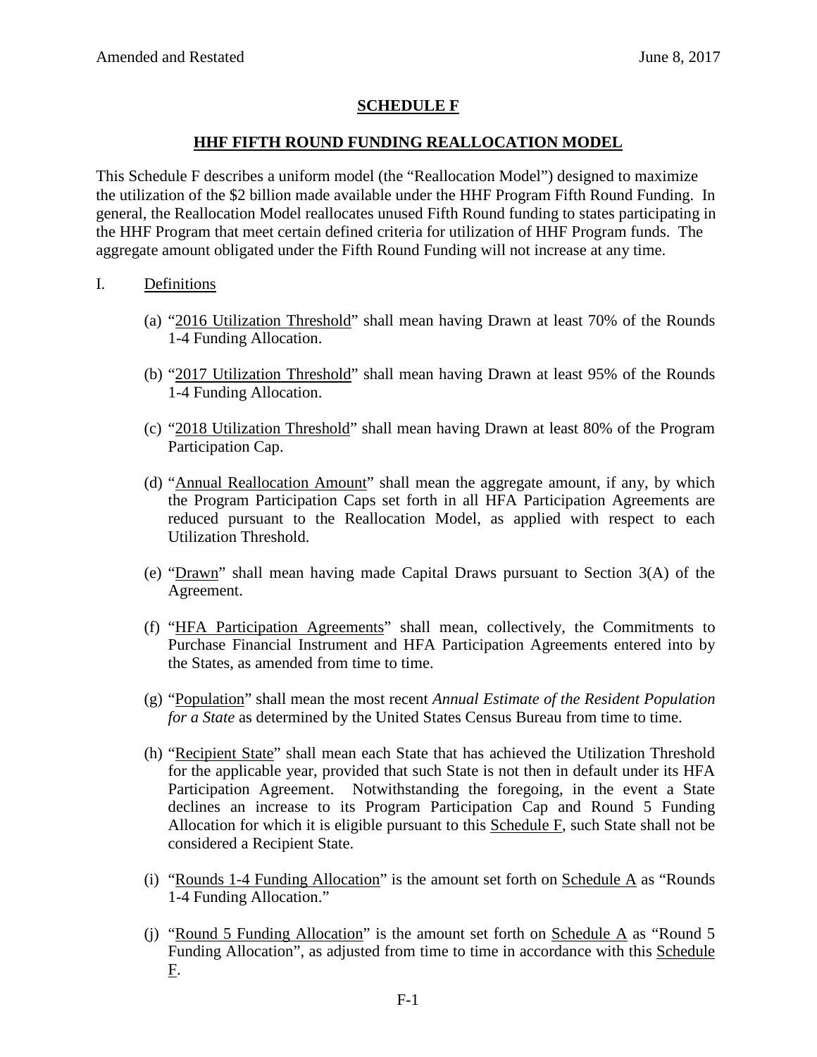Amended and Restated June 8, 2017

## SCHEDULE F

## HHF FIFTH ROUND FUNDING REALLOCATION MODEL

This Schedule F describes a uniform model (the "Reallocation Model") designed to maximize the utilization of the $2 billion made available under the HHF Program Fifth Round Funding. In general, the Reallocation Model reallocates unused Fifth Round funding to states participating in the HHF Program that meet certain defined criteria for utilization of HHF Program funds. The aggregate amount obligated under the Fifth Round Funding will not increase at any time.

I. Definitions

(a) "2016 Utilization Threshold" shall mean having Drawn at least 70% of the Rounds 1-4 Funding Allocation.

(b) "2017 Utilization Threshold" shall mean having Drawn at least 95% of the Rounds 1-4 Funding Allocation.

(c) "2018 Utilization Threshold" shall mean having Drawn at least 80% of the Program Participation Cap.

(d) "Annual Reallocation Amount" shall mean the aggregate amount, if any, by which the Program Participation Caps set forth in all HFA Participation Agreements are reduced pursuant to the Reallocation Model, as applied with respect to each Utilization Threshold.

(e) "Drawn" shall mean having made Capital Draws pursuant to Section 3(A) of the Agreement.

(f) "HFA Participation Agreements" shall mean, collectively, the Commitments to Purchase Financial Instrument and HFA Participation Agreements entered into by the States, as amended from time to time.

(g) "Population" shall mean the most recent *Annual Estimate of the Resident Population for a State* as determined by the United States Census Bureau from time to time.

(h) "Recipient State" shall mean each State that has achieved the Utilization Threshold for the applicable year, provided that such State is not then in default under its HFA Participation Agreement. Notwithstanding the foregoing, in the event a State declines an increase to its Program Participation Cap and Round 5 Funding Allocation for which it is eligible pursuant to this Schedule F, such State shall not be considered a Recipient State.

(i) "Rounds 1-4 Funding Allocation" is the amount set forth on Schedule A as "Rounds 1-4 Funding Allocation."

(j) "Round 5 Funding Allocation" is the amount set forth on Schedule A as "Round 5 Funding Allocation", as adjusted from time to time in accordance with this Schedule F.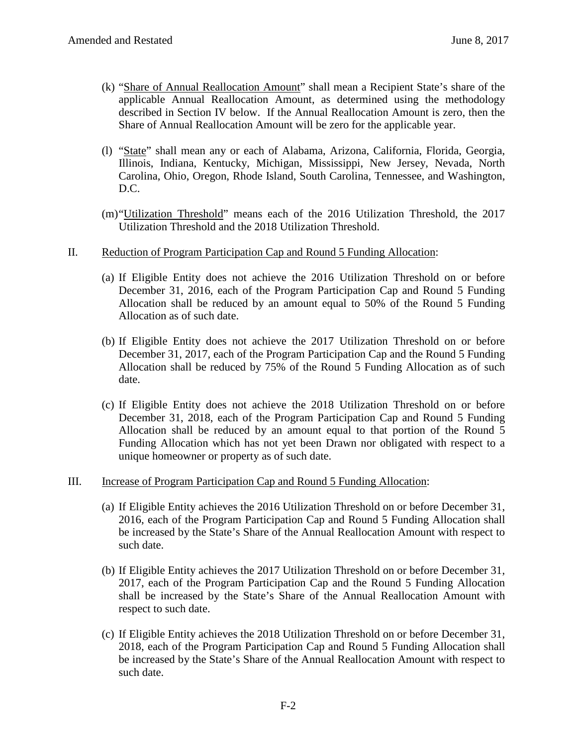(k) "Share of Annual Reallocation Amount" shall mean a Recipient State's share of the applicable Annual Reallocation Amount, as determined using the methodology described in Section IV below. If the Annual Reallocation Amount is zero, then the Share of Annual Reallocation Amount will be zero for the applicable year.

(l) "State" shall mean any or each of Alabama, Arizona, California, Florida, Georgia, Illinois, Indiana, Kentucky, Michigan, Mississippi, New Jersey, Nevada, North Carolina, Ohio, Oregon, Rhode Island, South Carolina, Tennessee, and Washington, D.C.

(m) "Utilization Threshold" means each of the 2016 Utilization Threshold, the 2017 Utilization Threshold and the 2018 Utilization Threshold.

II. Reduction of Program Participation Cap and Round 5 Funding Allocation:

(a) If Eligible Entity does not achieve the 2016 Utilization Threshold on or before December 31, 2016, each of the Program Participation Cap and Round 5 Funding Allocation shall be reduced by an amount equal to 50% of the Round 5 Funding Allocation as of such date.

(b) If Eligible Entity does not achieve the 2017 Utilization Threshold on or before December 31, 2017, each of the Program Participation Cap and the Round 5 Funding Allocation shall be reduced by 75% of the Round 5 Funding Allocation as of such date.

(c) If Eligible Entity does not achieve the 2018 Utilization Threshold on or before December 31, 2018, each of the Program Participation Cap and Round 5 Funding Allocation shall be reduced by an amount equal to that portion of the Round 5 Funding Allocation which has not yet been Drawn nor obligated with respect to a unique homeowner or property as of such date.

III. Increase of Program Participation Cap and Round 5 Funding Allocation:

(a) If Eligible Entity achieves the 2016 Utilization Threshold on or before December 31, 2016, each of the Program Participation Cap and Round 5 Funding Allocation shall be increased by the State's Share of the Annual Reallocation Amount with respect to such date.

(b) If Eligible Entity achieves the 2017 Utilization Threshold on or before December 31, 2017, each of the Program Participation Cap and the Round 5 Funding Allocation shall be increased by the State's Share of the Annual Reallocation Amount with respect to such date.

(c) If Eligible Entity achieves the 2018 Utilization Threshold on or before December 31, 2018, each of the Program Participation Cap and Round 5 Funding Allocation shall be increased by the State's Share of the Annual Reallocation Amount with respect to such date.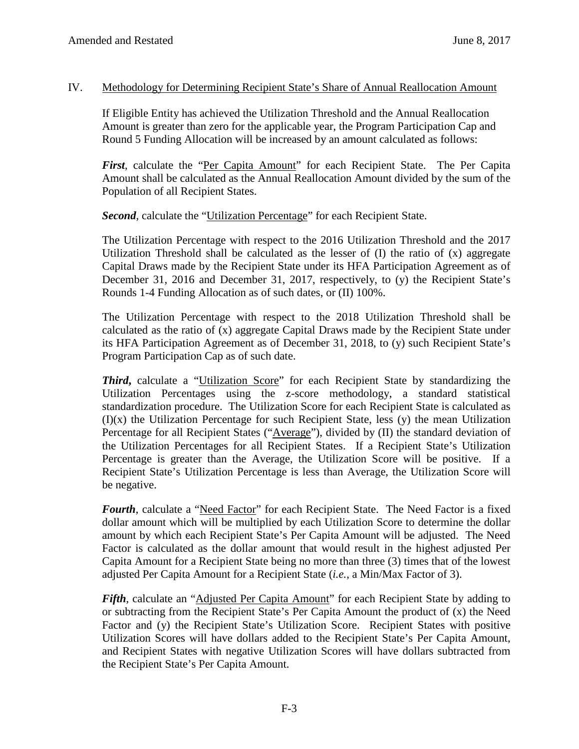## IV. Methodology for Determining Recipient State's Share of Annual Reallocation Amount

If Eligible Entity has achieved the Utilization Threshold and the Annual Reallocation Amount is greater than zero for the applicable year, the Program Participation Cap and Round 5 Funding Allocation will be increased by an amount calculated as follows:

***First***, calculate the "Per Capita Amount" for each Recipient State. The Per Capita Amount shall be calculated as the Annual Reallocation Amount divided by the sum of the Population of all Recipient States.

***Second***, calculate the "Utilization Percentage" for each Recipient State.

The Utilization Percentage with respect to the 2016 Utilization Threshold and the 2017 Utilization Threshold shall be calculated as the lesser of (I) the ratio of (x) aggregate Capital Draws made by the Recipient State under its HFA Participation Agreement as of December 31, 2016 and December 31, 2017, respectively, to (y) the Recipient State's Rounds 1-4 Funding Allocation as of such dates, or (II) 100%.

The Utilization Percentage with respect to the 2018 Utilization Threshold shall be calculated as the ratio of (x) aggregate Capital Draws made by the Recipient State under its HFA Participation Agreement as of December 31, 2018, to (y) such Recipient State's Program Participation Cap as of such date.

***Third***, calculate a "Utilization Score" for each Recipient State by standardizing the Utilization Percentages using the z-score methodology, a standard statistical standardization procedure. The Utilization Score for each Recipient State is calculated as (I)(x) the Utilization Percentage for such Recipient State, less (y) the mean Utilization Percentage for all Recipient States ("Average"), divided by (II) the standard deviation of the Utilization Percentages for all Recipient States. If a Recipient State's Utilization Percentage is greater than the Average, the Utilization Score will be positive. If a Recipient State's Utilization Percentage is less than Average, the Utilization Score will be negative.

***Fourth***, calculate a "Need Factor" for each Recipient State. The Need Factor is a fixed dollar amount which will be multiplied by each Utilization Score to determine the dollar amount by which each Recipient State's Per Capita Amount will be adjusted. The Need Factor is calculated as the dollar amount that would result in the highest adjusted Per Capita Amount for a Recipient State being no more than three (3) times that of the lowest adjusted Per Capita Amount for a Recipient State (*i.e.*, a Min/Max Factor of 3).

***Fifth***, calculate an "Adjusted Per Capita Amount" for each Recipient State by adding to or subtracting from the Recipient State's Per Capita Amount the product of (x) the Need Factor and (y) the Recipient State's Utilization Score. Recipient States with positive Utilization Scores will have dollars added to the Recipient State's Per Capita Amount, and Recipient States with negative Utilization Scores will have dollars subtracted from the Recipient State's Per Capita Amount.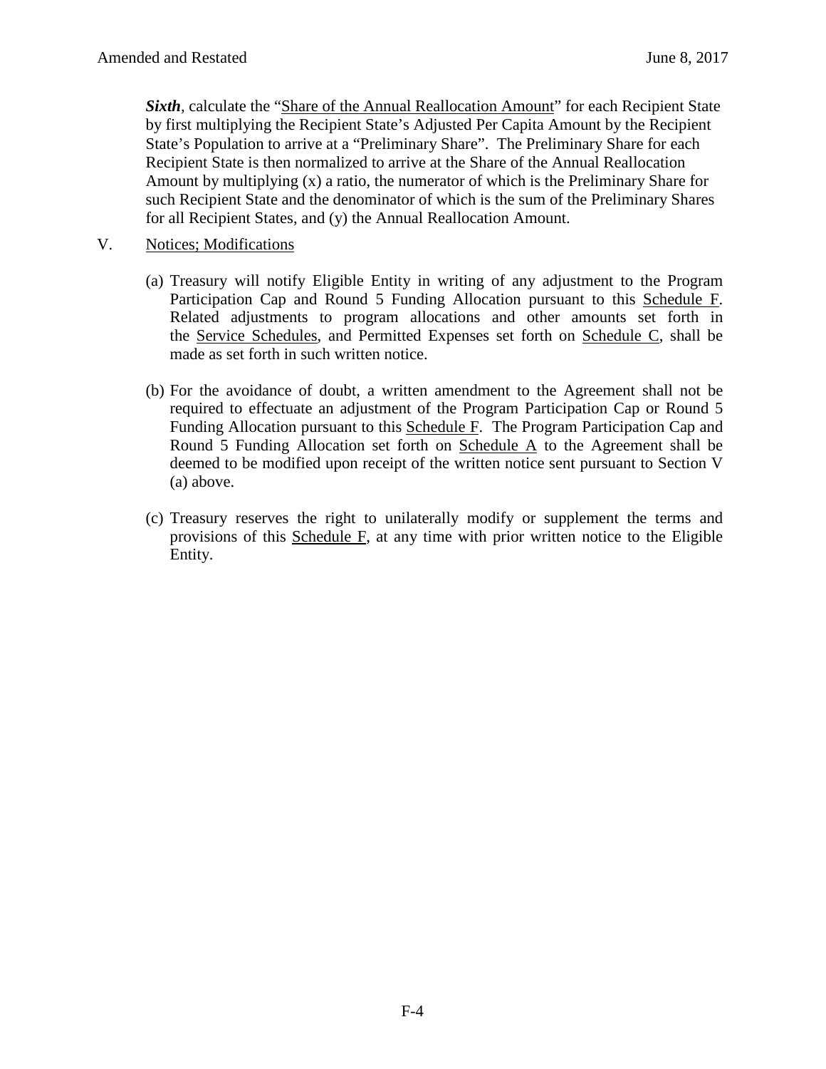***Sixth***, calculate the "Share of the Annual Reallocation Amount" for each Recipient State by first multiplying the Recipient State's Adjusted Per Capita Amount by the Recipient State's Population to arrive at a "Preliminary Share". The Preliminary Share for each Recipient State is then normalized to arrive at the Share of the Annual Reallocation Amount by multiplying (x) a ratio, the numerator of which is the Preliminary Share for such Recipient State and the denominator of which is the sum of the Preliminary Shares for all Recipient States, and (y) the Annual Reallocation Amount.

V. Notices; Modifications

(a) Treasury will notify Eligible Entity in writing of any adjustment to the Program Participation Cap and Round 5 Funding Allocation pursuant to this Schedule F. Related adjustments to program allocations and other amounts set forth in the Service Schedules, and Permitted Expenses set forth on Schedule C, shall be made as set forth in such written notice.

(b) For the avoidance of doubt, a written amendment to the Agreement shall not be required to effectuate an adjustment of the Program Participation Cap or Round 5 Funding Allocation pursuant to this Schedule F. The Program Participation Cap and Round 5 Funding Allocation set forth on Schedule A to the Agreement shall be deemed to be modified upon receipt of the written notice sent pursuant to Section V (a) above.

(c) Treasury reserves the right to unilaterally modify or supplement the terms and provisions of this Schedule F, at any time with prior written notice to the Eligible Entity.